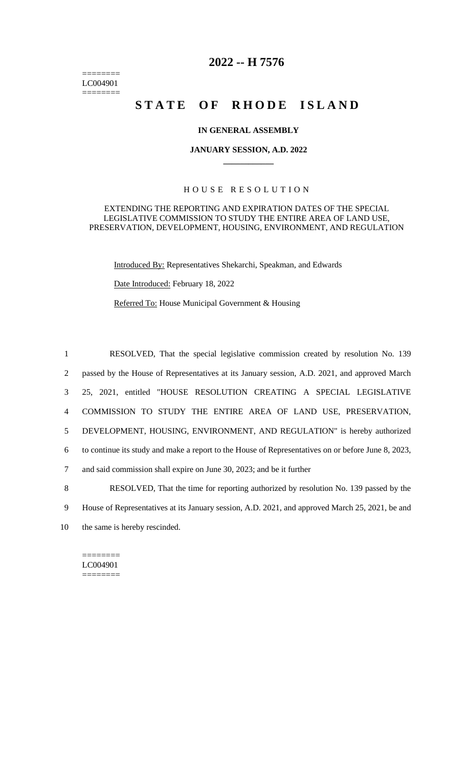========
LC004901
========

# 2022 -- H 7576

# STATE OF RHODE ISLAND

**IN GENERAL ASSEMBLY**

**JANUARY SESSION, A.D. 2022**

H O U S E   R E S O L U T I O N

EXTENDING THE REPORTING AND EXPIRATION DATES OF THE SPECIAL LEGISLATIVE COMMISSION TO STUDY THE ENTIRE AREA OF LAND USE, PRESERVATION, DEVELOPMENT, HOUSING, ENVIRONMENT, AND REGULATION

Introduced By: Representatives Shekarchi, Speakman, and Edwards

Date Introduced: February 18, 2022

Referred To: House Municipal Government & Housing

1 RESOLVED, That the special legislative commission created by resolution No. 139
2 passed by the House of Representatives at its January session, A.D. 2021, and approved March
3 25, 2021, entitled "HOUSE RESOLUTION CREATING A SPECIAL LEGISLATIVE
4 COMMISSION TO STUDY THE ENTIRE AREA OF LAND USE, PRESERVATION,
5 DEVELOPMENT, HOUSING, ENVIRONMENT, AND REGULATION" is hereby authorized
6 to continue its study and make a report to the House of Representatives on or before June 8, 2023,
7 and said commission shall expire on June 30, 2023; and be it further
8 RESOLVED, That the time for reporting authorized by resolution No. 139 passed by the
9 House of Representatives at its January session, A.D. 2021, and approved March 25, 2021, be and
10 the same is hereby rescinded.

========
LC004901
========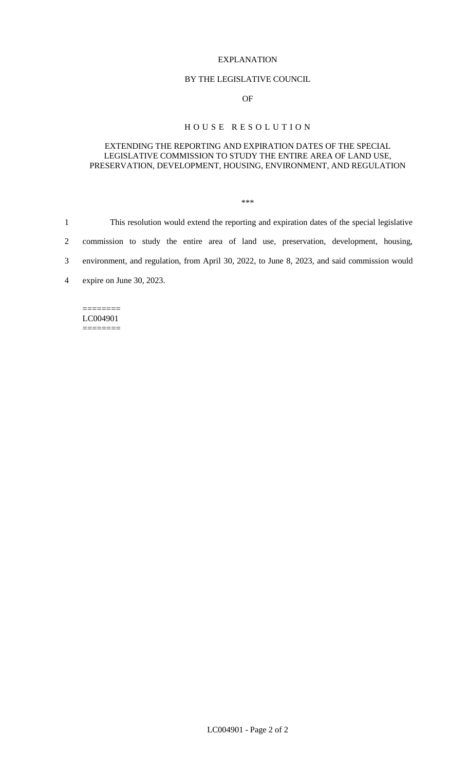EXPLANATION

BY THE LEGISLATIVE COUNCIL

OF

# HOUSE RESOLUTION

## EXTENDING THE REPORTING AND EXPIRATION DATES OF THE SPECIAL LEGISLATIVE COMMISSION TO STUDY THE ENTIRE AREA OF LAND USE, PRESERVATION, DEVELOPMENT, HOUSING, ENVIRONMENT, AND REGULATION

\*\*\*

This resolution would extend the reporting and expiration dates of the special legislative commission to study the entire area of land use, preservation, development, housing, environment, and regulation, from April 30, 2022, to June 8, 2023, and said commission would expire on June 30, 2023.

========
LC004901
========